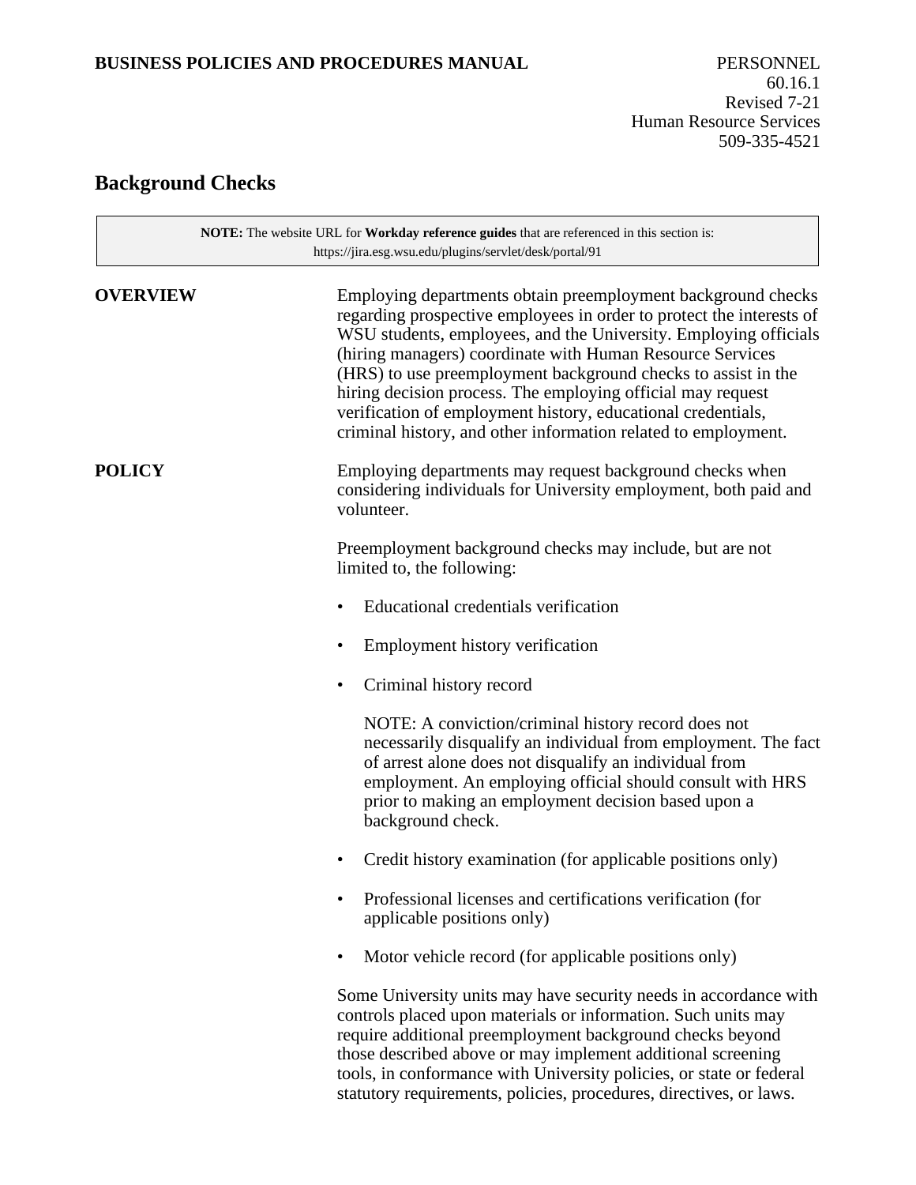**BUSINESS POLICIES AND PROCEDURES MANUAL**

PERSONNEL
60.16.1
Revised 7-21
Human Resource Services
509-335-4521

# Background Checks

> **NOTE:** The website URL for **Workday reference guides** that are referenced in this section is: https://jira.esg.wsu.edu/plugins/servlet/desk/portal/91

## OVERVIEW

Employing departments obtain preemployment background checks regarding prospective employees in order to protect the interests of WSU students, employees, and the University. Employing officials (hiring managers) coordinate with Human Resource Services (HRS) to use preemployment background checks to assist in the hiring decision process. The employing official may request verification of employment history, educational credentials, criminal history, and other information related to employment.

## POLICY

Employing departments may request background checks when considering individuals for University employment, both paid and volunteer.

Preemployment background checks may include, but are not limited to, the following:

- Educational credentials verification
- Employment history verification
- Criminal history record

  NOTE: A conviction/criminal history record does not necessarily disqualify an individual from employment. The fact of arrest alone does not disqualify an individual from employment. An employing official should consult with HRS prior to making an employment decision based upon a background check.

- Credit history examination (for applicable positions only)
- Professional licenses and certifications verification (for applicable positions only)
- Motor vehicle record (for applicable positions only)

Some University units may have security needs in accordance with controls placed upon materials or information. Such units may require additional preemployment background checks beyond those described above or may implement additional screening tools, in conformance with University policies, or state or federal statutory requirements, policies, procedures, directives, or laws.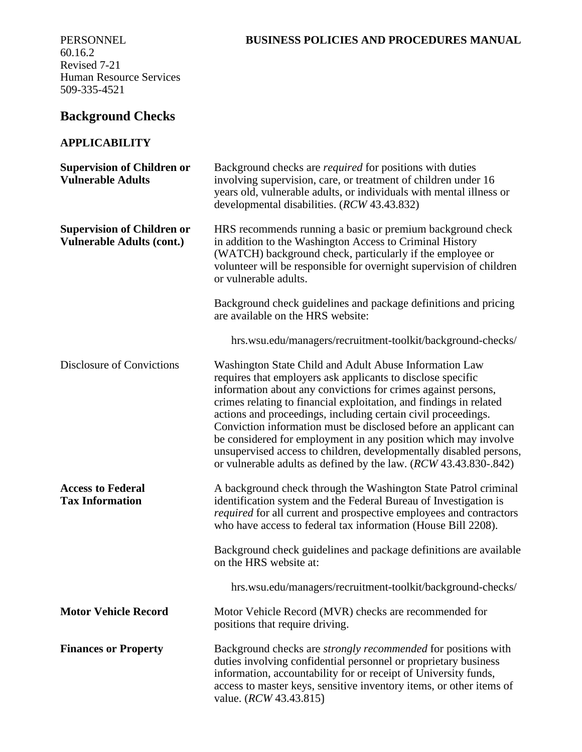PERSONNEL
60.16.2
Revised 7-21
Human Resource Services
509-335-4521

**BUSINESS POLICIES AND PROCEDURES MANUAL**

# Background Checks

## APPLICABILITY

**Supervision of Children or Vulnerable Adults**

Background checks are *required* for positions with duties involving supervision, care, or treatment of children under 16 years old, vulnerable adults, or individuals with mental illness or developmental disabilities. (*RCW* 43.43.832)

**Supervision of Children or Vulnerable Adults (cont.)**

HRS recommends running a basic or premium background check in addition to the Washington Access to Criminal History (WATCH) background check, particularly if the employee or volunteer will be responsible for overnight supervision of children or vulnerable adults.

Background check guidelines and package definitions and pricing are available on the HRS website:

hrs.wsu.edu/managers/recruitment-toolkit/background-checks/

Disclosure of Convictions

Washington State Child and Adult Abuse Information Law requires that employers ask applicants to disclose specific information about any convictions for crimes against persons, crimes relating to financial exploitation, and findings in related actions and proceedings, including certain civil proceedings. Conviction information must be disclosed before an applicant can be considered for employment in any position which may involve unsupervised access to children, developmentally disabled persons, or vulnerable adults as defined by the law. (*RCW* 43.43.830-.842)

**Access to Federal Tax Information**

A background check through the Washington State Patrol criminal identification system and the Federal Bureau of Investigation is *required* for all current and prospective employees and contractors who have access to federal tax information (House Bill 2208).

Background check guidelines and package definitions are available on the HRS website at:

hrs.wsu.edu/managers/recruitment-toolkit/background-checks/

**Motor Vehicle Record**

Motor Vehicle Record (MVR) checks are recommended for positions that require driving.

**Finances or Property**

Background checks are *strongly recommended* for positions with duties involving confidential personnel or proprietary business information, accountability for or receipt of University funds, access to master keys, sensitive inventory items, or other items of value. (*RCW* 43.43.815)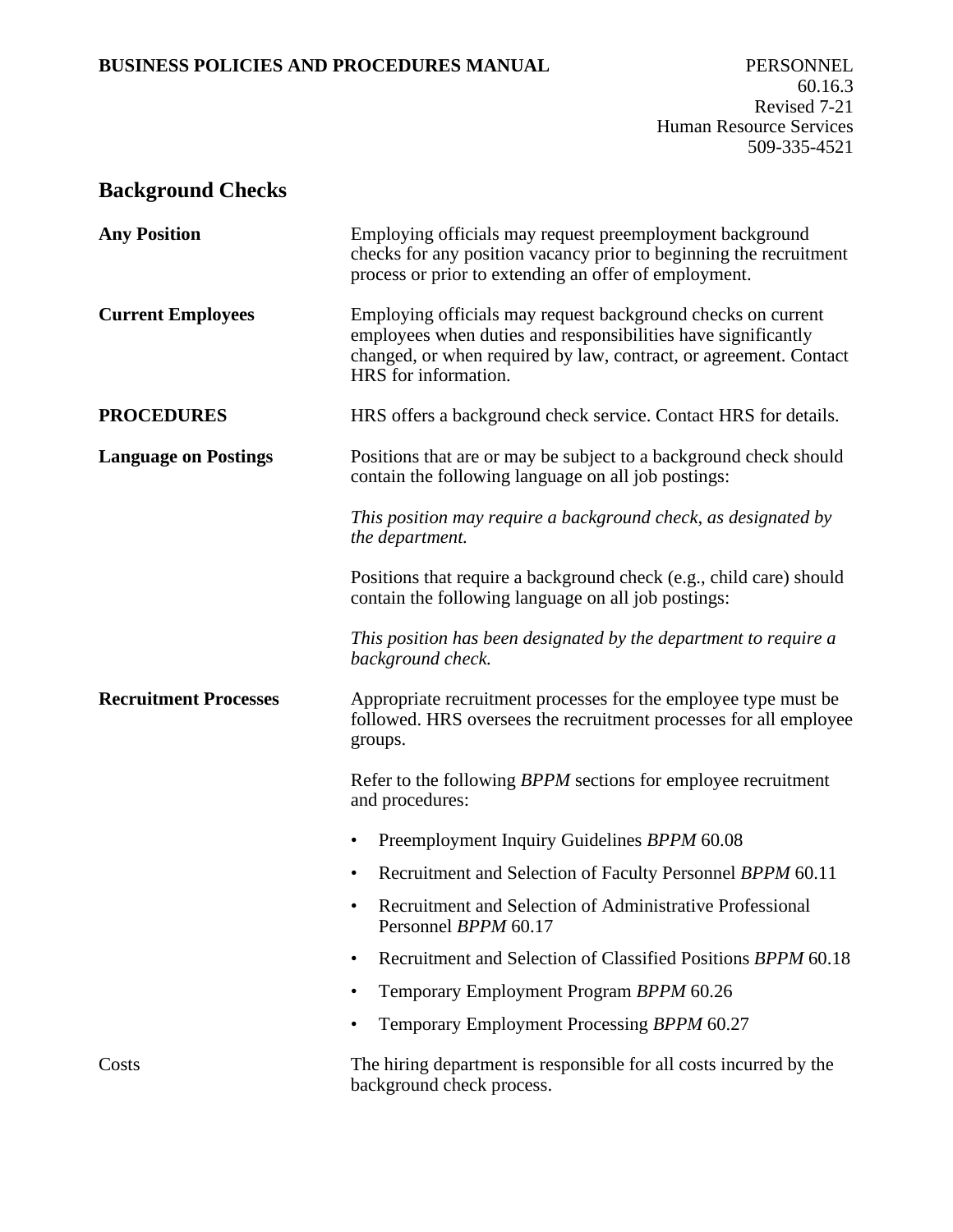## Background Checks

**Any Position**

Employing officials may request preemployment background checks for any position vacancy prior to beginning the recruitment process or prior to extending an offer of employment.

**Current Employees**

Employing officials may request background checks on current employees when duties and responsibilities have significantly changed, or when required by law, contract, or agreement. Contact HRS for information.

**PROCEDURES**

HRS offers a background check service. Contact HRS for details.

**Language on Postings**

Positions that are or may be subject to a background check should contain the following language on all job postings:

*This position may require a background check, as designated by the department.*

Positions that require a background check (e.g., child care) should contain the following language on all job postings:

*This position has been designated by the department to require a background check.*

**Recruitment Processes**

Appropriate recruitment processes for the employee type must be followed. HRS oversees the recruitment processes for all employee groups.

Refer to the following *BPPM* sections for employee recruitment and procedures:

- Preemployment Inquiry Guidelines *BPPM* 60.08
- Recruitment and Selection of Faculty Personnel *BPPM* 60.11
- Recruitment and Selection of Administrative Professional Personnel *BPPM* 60.17
- Recruitment and Selection of Classified Positions *BPPM* 60.18
- Temporary Employment Program *BPPM* 60.26
- Temporary Employment Processing *BPPM* 60.27

Costs

The hiring department is responsible for all costs incurred by the background check process.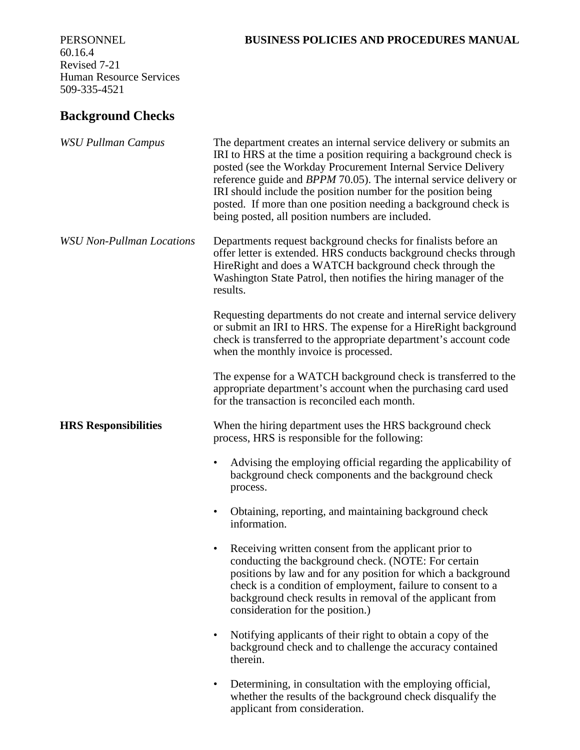PERSONNEL
60.16.4
Revised 7-21
Human Resource Services
509-335-4521

**BUSINESS POLICIES AND PROCEDURES MANUAL**

## Background Checks

*WSU Pullman Campus*

The department creates an internal service delivery or submits an IRI to HRS at the time a position requiring a background check is posted (see the Workday Procurement Internal Service Delivery reference guide and *BPPM* 70.05). The internal service delivery or IRI should include the position number for the position being posted. If more than one position needing a background check is being posted, all position numbers are included.

*WSU Non-Pullman Locations*

Departments request background checks for finalists before an offer letter is extended. HRS conducts background checks through HireRight and does a WATCH background check through the Washington State Patrol, then notifies the hiring manager of the results.

Requesting departments do not create and internal service delivery or submit an IRI to HRS. The expense for a HireRight background check is transferred to the appropriate department's account code when the monthly invoice is processed.

The expense for a WATCH background check is transferred to the appropriate department's account when the purchasing card used for the transaction is reconciled each month.

### HRS Responsibilities

When the hiring department uses the HRS background check process, HRS is responsible for the following:

- Advising the employing official regarding the applicability of background check components and the background check process.
- Obtaining, reporting, and maintaining background check information.
- Receiving written consent from the applicant prior to conducting the background check. (NOTE: For certain positions by law and for any position for which a background check is a condition of employment, failure to consent to a background check results in removal of the applicant from consideration for the position.)
- Notifying applicants of their right to obtain a copy of the background check and to challenge the accuracy contained therein.
- Determining, in consultation with the employing official, whether the results of the background check disqualify the applicant from consideration.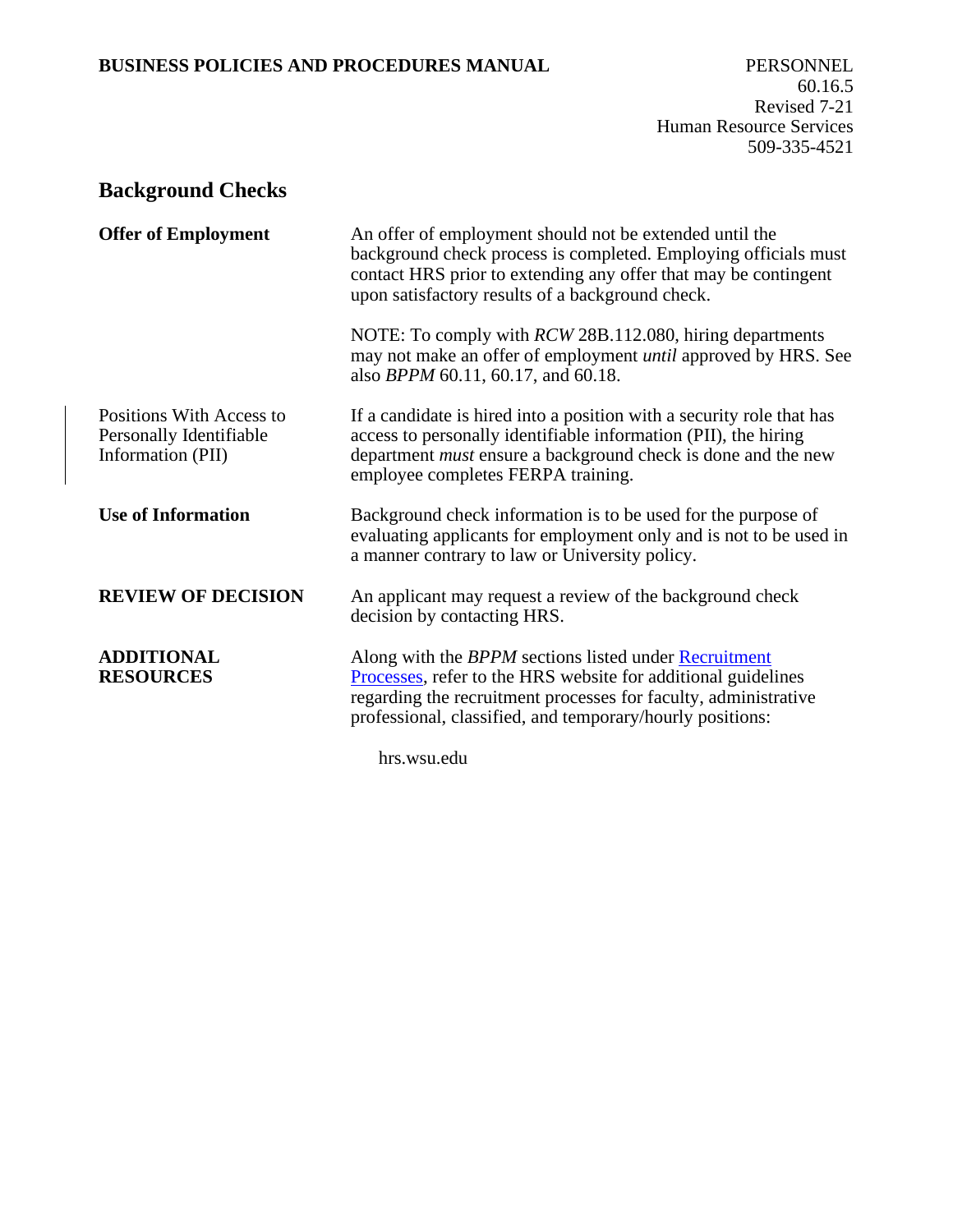## Background Checks

**Offer of Employment**

An offer of employment should not be extended until the background check process is completed. Employing officials must contact HRS prior to extending any offer that may be contingent upon satisfactory results of a background check.

NOTE: To comply with *RCW* 28B.112.080, hiring departments may not make an offer of employment *until* approved by HRS. See also *BPPM* 60.11, 60.17, and 60.18.

Positions With Access to Personally Identifiable Information (PII)

If a candidate is hired into a position with a security role that has access to personally identifiable information (PII), the hiring department *must* ensure a background check is done and the new employee completes FERPA training.

**Use of Information**

Background check information is to be used for the purpose of evaluating applicants for employment only and is not to be used in a manner contrary to law or University policy.

**REVIEW OF DECISION**

An applicant may request a review of the background check decision by contacting HRS.

**ADDITIONAL RESOURCES**

Along with the *BPPM* sections listed under Recruitment Processes, refer to the HRS website for additional guidelines regarding the recruitment processes for faculty, administrative professional, classified, and temporary/hourly positions:

hrs.wsu.edu